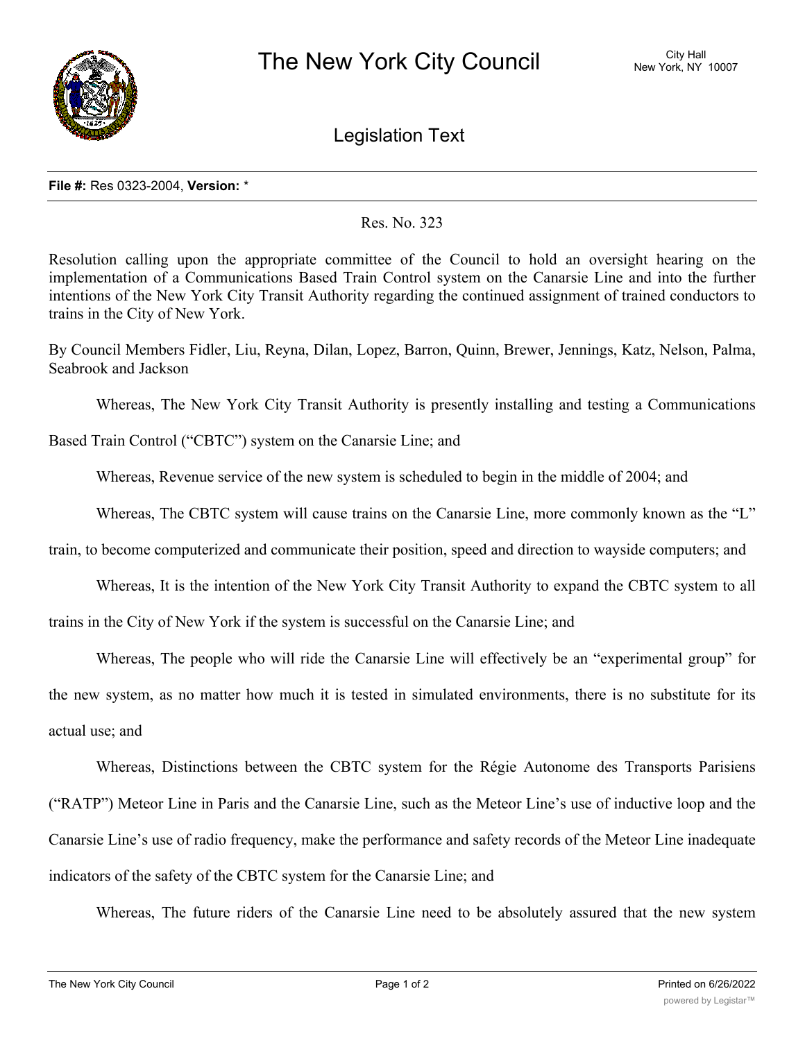# The New York City Council

City Hall
New York, NY 10007

## Legislation Text

**File #:** Res 0323-2004, **Version:** *

Res. No. 323

Resolution calling upon the appropriate committee of the Council to hold an oversight hearing on the implementation of a Communications Based Train Control system on the Canarsie Line and into the further intentions of the New York City Transit Authority regarding the continued assignment of trained conductors to trains in the City of New York.

By Council Members Fidler, Liu, Reyna, Dilan, Lopez, Barron, Quinn, Brewer, Jennings, Katz, Nelson, Palma, Seabrook and Jackson

Whereas, The New York City Transit Authority is presently installing and testing a Communications Based Train Control ("CBTC") system on the Canarsie Line; and

Whereas, Revenue service of the new system is scheduled to begin in the middle of 2004; and

Whereas, The CBTC system will cause trains on the Canarsie Line, more commonly known as the "L" train, to become computerized and communicate their position, speed and direction to wayside computers; and

Whereas, It is the intention of the New York City Transit Authority to expand the CBTC system to all trains in the City of New York if the system is successful on the Canarsie Line; and

Whereas, The people who will ride the Canarsie Line will effectively be an "experimental group" for the new system, as no matter how much it is tested in simulated environments, there is no substitute for its actual use; and

Whereas, Distinctions between the CBTC system for the Régie Autonome des Transports Parisiens ("RATP") Meteor Line in Paris and the Canarsie Line, such as the Meteor Line's use of inductive loop and the Canarsie Line's use of radio frequency, make the performance and safety records of the Meteor Line inadequate indicators of the safety of the CBTC system for the Canarsie Line; and

Whereas, The future riders of the Canarsie Line need to be absolutely assured that the new system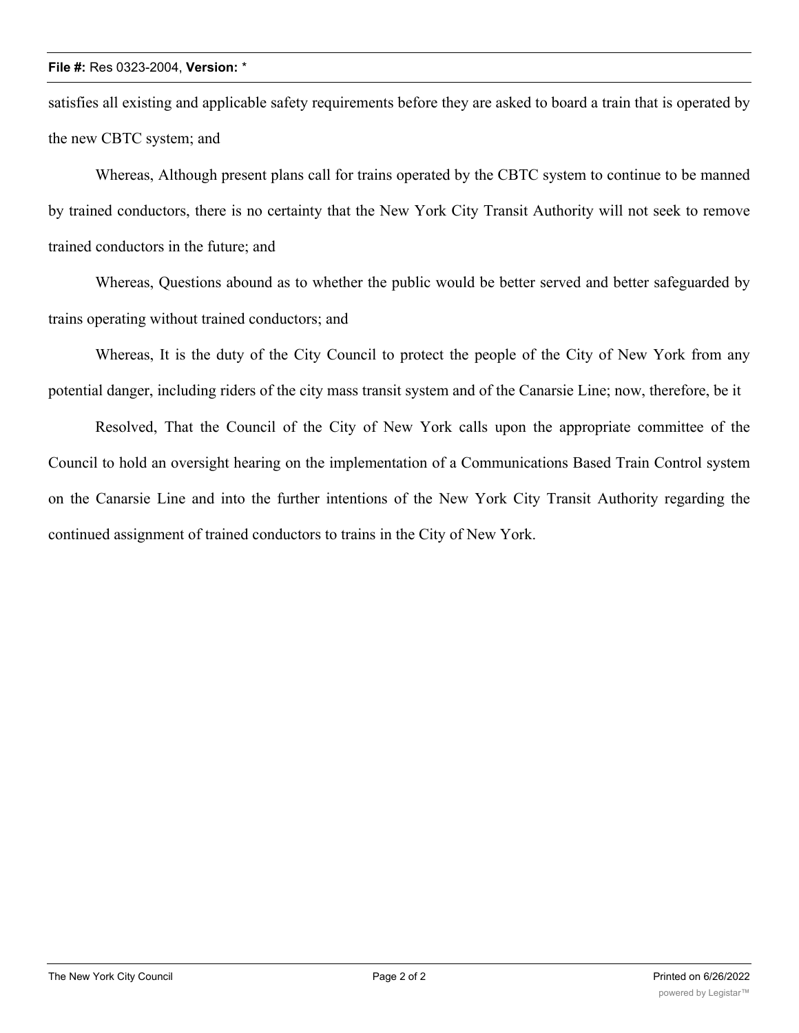satisfies all existing and applicable safety requirements before they are asked to board a train that is operated by the new CBTC system; and

Whereas, Although present plans call for trains operated by the CBTC system to continue to be manned by trained conductors, there is no certainty that the New York City Transit Authority will not seek to remove trained conductors in the future; and

Whereas, Questions abound as to whether the public would be better served and better safeguarded by trains operating without trained conductors; and

Whereas, It is the duty of the City Council to protect the people of the City of New York from any potential danger, including riders of the city mass transit system and of the Canarsie Line; now, therefore, be it

Resolved, That the Council of the City of New York calls upon the appropriate committee of the Council to hold an oversight hearing on the implementation of a Communications Based Train Control system on the Canarsie Line and into the further intentions of the New York City Transit Authority regarding the continued assignment of trained conductors to trains in the City of New York.